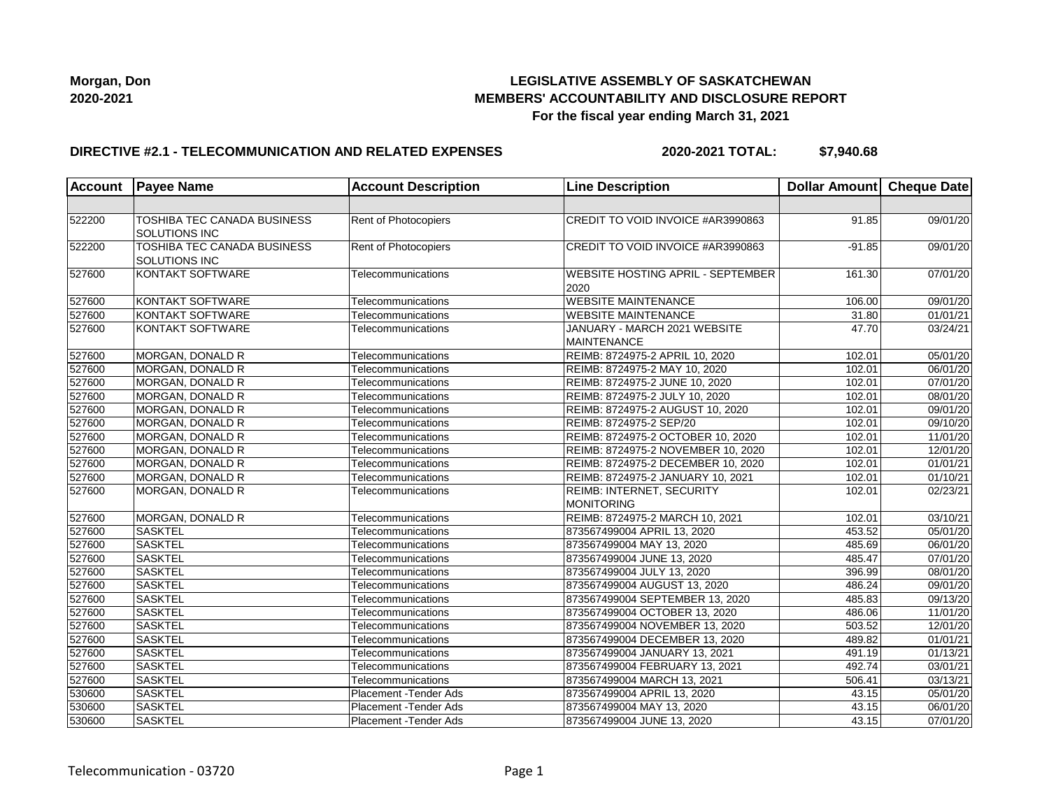**Morgan, Don**
**2020-2021**

## LEGISLATIVE ASSEMBLY OF SASKATCHEWAN
## MEMBERS' ACCOUNTABILITY AND DISCLOSURE REPORT
### For the fiscal year ending March 31, 2021

**DIRECTIVE #2.1 - TELECOMMUNICATION AND RELATED EXPENSES** **2020-2021 TOTAL: $7,940.68**

| Account | Payee Name | Account Description | Line Description | Dollar Amount | Cheque Date |
|---|---|---|---|---|---|
| | | | | | |
| 522200 | TOSHIBA TEC CANADA BUSINESS SOLUTIONS INC | Rent of Photocopiers | CREDIT TO VOID INVOICE #AR3990863 | 91.85 | 09/01/20 |
| 522200 | TOSHIBA TEC CANADA BUSINESS SOLUTIONS INC | Rent of Photocopiers | CREDIT TO VOID INVOICE #AR3990863 | -91.85 | 09/01/20 |
| 527600 | KONTAKT SOFTWARE | Telecommunications | WEBSITE HOSTING APRIL - SEPTEMBER 2020 | 161.30 | 07/01/20 |
| 527600 | KONTAKT SOFTWARE | Telecommunications | WEBSITE MAINTENANCE | 106.00 | 09/01/20 |
| 527600 | KONTAKT SOFTWARE | Telecommunications | WEBSITE MAINTENANCE | 31.80 | 01/01/21 |
| 527600 | KONTAKT SOFTWARE | Telecommunications | JANUARY - MARCH 2021 WEBSITE MAINTENANCE | 47.70 | 03/24/21 |
| 527600 | MORGAN, DONALD R | Telecommunications | REIMB: 8724975-2 APRIL 10, 2020 | 102.01 | 05/01/20 |
| 527600 | MORGAN, DONALD R | Telecommunications | REIMB: 8724975-2 MAY 10, 2020 | 102.01 | 06/01/20 |
| 527600 | MORGAN, DONALD R | Telecommunications | REIMB: 8724975-2 JUNE 10, 2020 | 102.01 | 07/01/20 |
| 527600 | MORGAN, DONALD R | Telecommunications | REIMB: 8724975-2 JULY 10, 2020 | 102.01 | 08/01/20 |
| 527600 | MORGAN, DONALD R | Telecommunications | REIMB: 8724975-2 AUGUST 10, 2020 | 102.01 | 09/01/20 |
| 527600 | MORGAN, DONALD R | Telecommunications | REIMB: 8724975-2 SEP/20 | 102.01 | 09/10/20 |
| 527600 | MORGAN, DONALD R | Telecommunications | REIMB: 8724975-2 OCTOBER 10, 2020 | 102.01 | 11/01/20 |
| 527600 | MORGAN, DONALD R | Telecommunications | REIMB: 8724975-2 NOVEMBER 10, 2020 | 102.01 | 12/01/20 |
| 527600 | MORGAN, DONALD R | Telecommunications | REIMB: 8724975-2 DECEMBER 10, 2020 | 102.01 | 01/01/21 |
| 527600 | MORGAN, DONALD R | Telecommunications | REIMB: 8724975-2 JANUARY 10, 2021 | 102.01 | 01/10/21 |
| 527600 | MORGAN, DONALD R | Telecommunications | REIMB: INTERNET, SECURITY MONITORING | 102.01 | 02/23/21 |
| 527600 | MORGAN, DONALD R | Telecommunications | REIMB: 8724975-2 MARCH 10, 2021 | 102.01 | 03/10/21 |
| 527600 | SASKTEL | Telecommunications | 873567499004 APRIL 13, 2020 | 453.52 | 05/01/20 |
| 527600 | SASKTEL | Telecommunications | 873567499004 MAY 13, 2020 | 485.69 | 06/01/20 |
| 527600 | SASKTEL | Telecommunications | 873567499004 JUNE 13, 2020 | 485.47 | 07/01/20 |
| 527600 | SASKTEL | Telecommunications | 873567499004 JULY 13, 2020 | 396.99 | 08/01/20 |
| 527600 | SASKTEL | Telecommunications | 873567499004 AUGUST 13, 2020 | 486.24 | 09/01/20 |
| 527600 | SASKTEL | Telecommunications | 873567499004 SEPTEMBER 13, 2020 | 485.83 | 09/13/20 |
| 527600 | SASKTEL | Telecommunications | 873567499004 OCTOBER 13, 2020 | 486.06 | 11/01/20 |
| 527600 | SASKTEL | Telecommunications | 873567499004 NOVEMBER 13, 2020 | 503.52 | 12/01/20 |
| 527600 | SASKTEL | Telecommunications | 873567499004 DECEMBER 13, 2020 | 489.82 | 01/01/21 |
| 527600 | SASKTEL | Telecommunications | 873567499004 JANUARY 13, 2021 | 491.19 | 01/13/21 |
| 527600 | SASKTEL | Telecommunications | 873567499004 FEBRUARY 13, 2021 | 492.74 | 03/01/21 |
| 527600 | SASKTEL | Telecommunications | 873567499004 MARCH 13, 2021 | 506.41 | 03/13/21 |
| 530600 | SASKTEL | Placement -Tender Ads | 873567499004 APRIL 13, 2020 | 43.15 | 05/01/20 |
| 530600 | SASKTEL | Placement -Tender Ads | 873567499004 MAY 13, 2020 | 43.15 | 06/01/20 |
| 530600 | SASKTEL | Placement -Tender Ads | 873567499004 JUNE 13, 2020 | 43.15 | 07/01/20 |

Telecommunication - 03720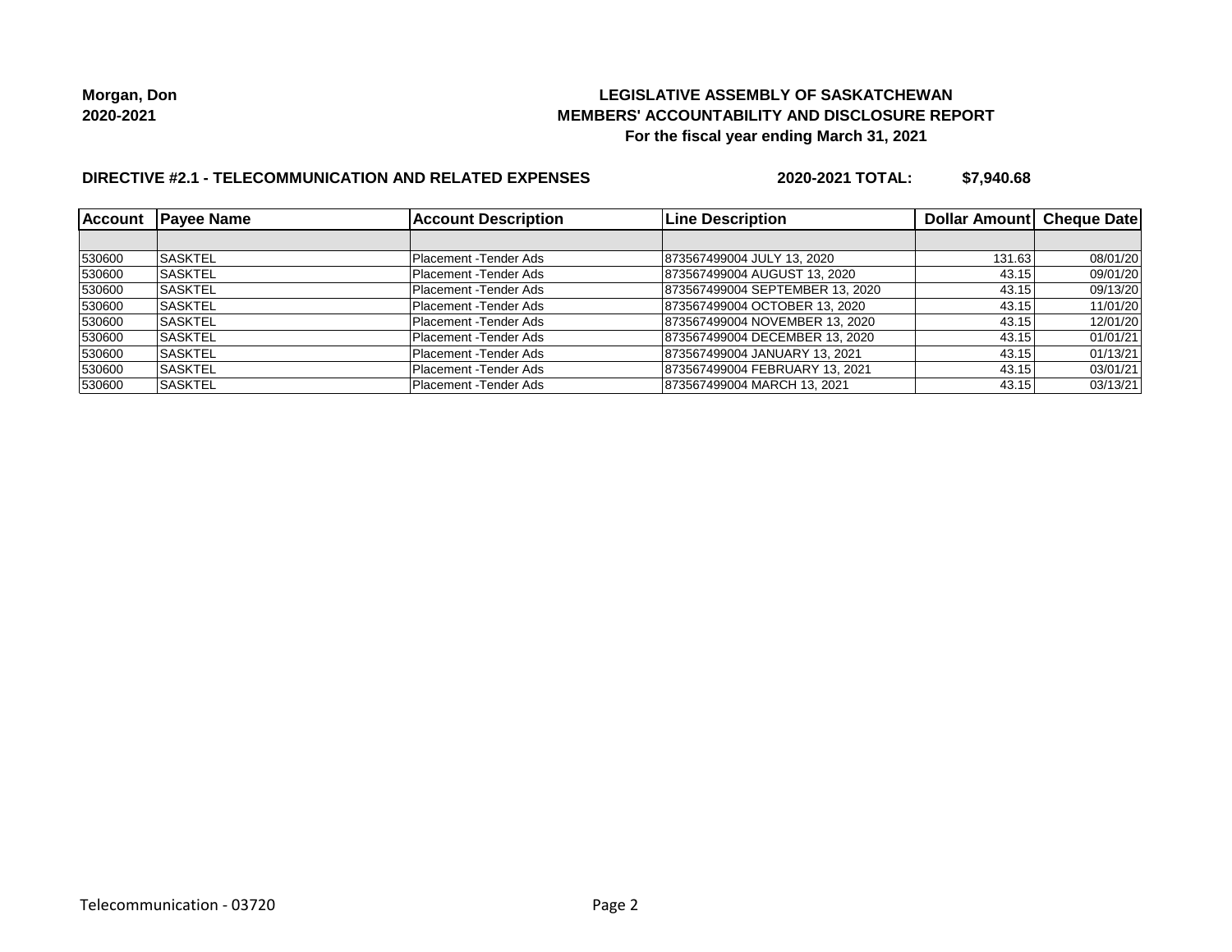**Morgan, Don**
**2020-2021**

**LEGISLATIVE ASSEMBLY OF SASKATCHEWAN**
**MEMBERS' ACCOUNTABILITY AND DISCLOSURE REPORT**
**For the fiscal year ending March 31, 2021**

**DIRECTIVE #2.1 - TELECOMMUNICATION AND RELATED EXPENSES** **2020-2021 TOTAL: $7,940.68**

| Account | Payee Name | Account Description | Line Description | Dollar Amount | Cheque Date |
|---|---|---|---|---|---|
| | | | | | |
| 530600 | SASKTEL | Placement -Tender Ads | 873567499004 JULY 13, 2020 | 131.63 | 08/01/20 |
| 530600 | SASKTEL | Placement -Tender Ads | 873567499004 AUGUST 13, 2020 | 43.15 | 09/01/20 |
| 530600 | SASKTEL | Placement -Tender Ads | 873567499004 SEPTEMBER 13, 2020 | 43.15 | 09/13/20 |
| 530600 | SASKTEL | Placement -Tender Ads | 873567499004 OCTOBER 13, 2020 | 43.15 | 11/01/20 |
| 530600 | SASKTEL | Placement -Tender Ads | 873567499004 NOVEMBER 13, 2020 | 43.15 | 12/01/20 |
| 530600 | SASKTEL | Placement -Tender Ads | 873567499004 DECEMBER 13, 2020 | 43.15 | 01/01/21 |
| 530600 | SASKTEL | Placement -Tender Ads | 873567499004 JANUARY 13, 2021 | 43.15 | 01/13/21 |
| 530600 | SASKTEL | Placement -Tender Ads | 873567499004 FEBRUARY 13, 2021 | 43.15 | 03/01/21 |
| 530600 | SASKTEL | Placement -Tender Ads | 873567499004 MARCH 13, 2021 | 43.15 | 03/13/21 |

Telecommunication - 03720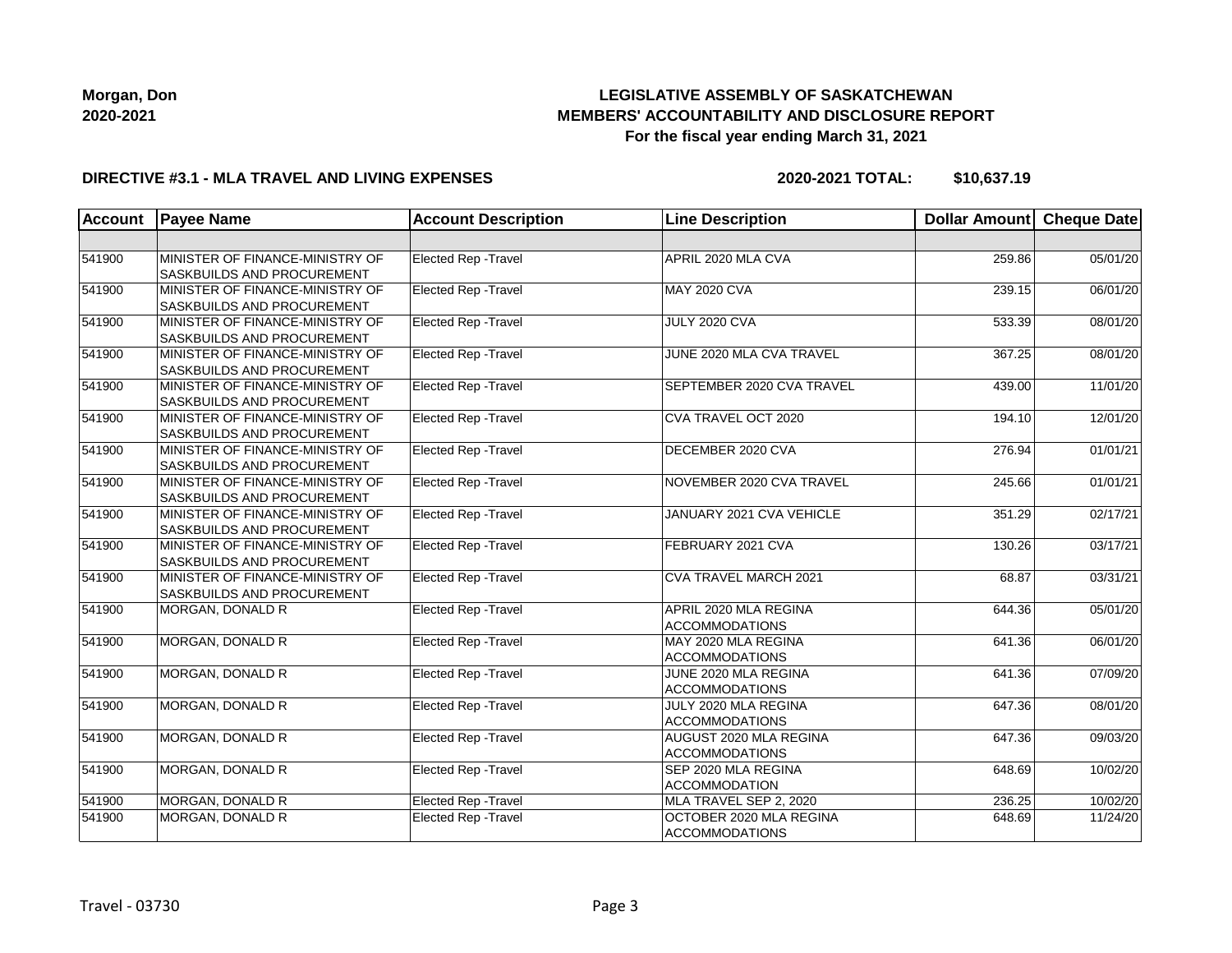**Morgan, Don**
**2020-2021**

**LEGISLATIVE ASSEMBLY OF SASKATCHEWAN**
**MEMBERS' ACCOUNTABILITY AND DISCLOSURE REPORT**
**For the fiscal year ending March 31, 2021**

**DIRECTIVE #3.1 - MLA TRAVEL AND LIVING EXPENSES** **2020-2021 TOTAL: $10,637.19**

| Account | Payee Name | Account Description | Line Description | Dollar Amount | Cheque Date |
|---|---|---|---|---|---|
| | | | | | |
| 541900 | MINISTER OF FINANCE-MINISTRY OF SASKBUILDS AND PROCUREMENT | Elected Rep -Travel | APRIL 2020 MLA CVA | 259.86 | 05/01/20 |
| 541900 | MINISTER OF FINANCE-MINISTRY OF SASKBUILDS AND PROCUREMENT | Elected Rep -Travel | MAY 2020 CVA | 239.15 | 06/01/20 |
| 541900 | MINISTER OF FINANCE-MINISTRY OF SASKBUILDS AND PROCUREMENT | Elected Rep -Travel | JULY 2020 CVA | 533.39 | 08/01/20 |
| 541900 | MINISTER OF FINANCE-MINISTRY OF SASKBUILDS AND PROCUREMENT | Elected Rep -Travel | JUNE 2020 MLA CVA TRAVEL | 367.25 | 08/01/20 |
| 541900 | MINISTER OF FINANCE-MINISTRY OF SASKBUILDS AND PROCUREMENT | Elected Rep -Travel | SEPTEMBER 2020 CVA TRAVEL | 439.00 | 11/01/20 |
| 541900 | MINISTER OF FINANCE-MINISTRY OF SASKBUILDS AND PROCUREMENT | Elected Rep -Travel | CVA TRAVEL OCT 2020 | 194.10 | 12/01/20 |
| 541900 | MINISTER OF FINANCE-MINISTRY OF SASKBUILDS AND PROCUREMENT | Elected Rep -Travel | DECEMBER 2020 CVA | 276.94 | 01/01/21 |
| 541900 | MINISTER OF FINANCE-MINISTRY OF SASKBUILDS AND PROCUREMENT | Elected Rep -Travel | NOVEMBER 2020 CVA TRAVEL | 245.66 | 01/01/21 |
| 541900 | MINISTER OF FINANCE-MINISTRY OF SASKBUILDS AND PROCUREMENT | Elected Rep -Travel | JANUARY 2021 CVA VEHICLE | 351.29 | 02/17/21 |
| 541900 | MINISTER OF FINANCE-MINISTRY OF SASKBUILDS AND PROCUREMENT | Elected Rep -Travel | FEBRUARY 2021 CVA | 130.26 | 03/17/21 |
| 541900 | MINISTER OF FINANCE-MINISTRY OF SASKBUILDS AND PROCUREMENT | Elected Rep -Travel | CVA TRAVEL MARCH 2021 | 68.87 | 03/31/21 |
| 541900 | MORGAN, DONALD R | Elected Rep -Travel | APRIL 2020 MLA REGINA ACCOMMODATIONS | 644.36 | 05/01/20 |
| 541900 | MORGAN, DONALD R | Elected Rep -Travel | MAY 2020 MLA REGINA ACCOMMODATIONS | 641.36 | 06/01/20 |
| 541900 | MORGAN, DONALD R | Elected Rep -Travel | JUNE 2020 MLA REGINA ACCOMMODATIONS | 641.36 | 07/09/20 |
| 541900 | MORGAN, DONALD R | Elected Rep -Travel | JULY 2020 MLA REGINA ACCOMMODATIONS | 647.36 | 08/01/20 |
| 541900 | MORGAN, DONALD R | Elected Rep -Travel | AUGUST 2020 MLA REGINA ACCOMMODATIONS | 647.36 | 09/03/20 |
| 541900 | MORGAN, DONALD R | Elected Rep -Travel | SEP 2020 MLA REGINA ACCOMMODATION | 648.69 | 10/02/20 |
| 541900 | MORGAN, DONALD R | Elected Rep -Travel | MLA TRAVEL SEP 2, 2020 | 236.25 | 10/02/20 |
| 541900 | MORGAN, DONALD R | Elected Rep -Travel | OCTOBER 2020 MLA REGINA ACCOMMODATIONS | 648.69 | 11/24/20 |

Travel - 03730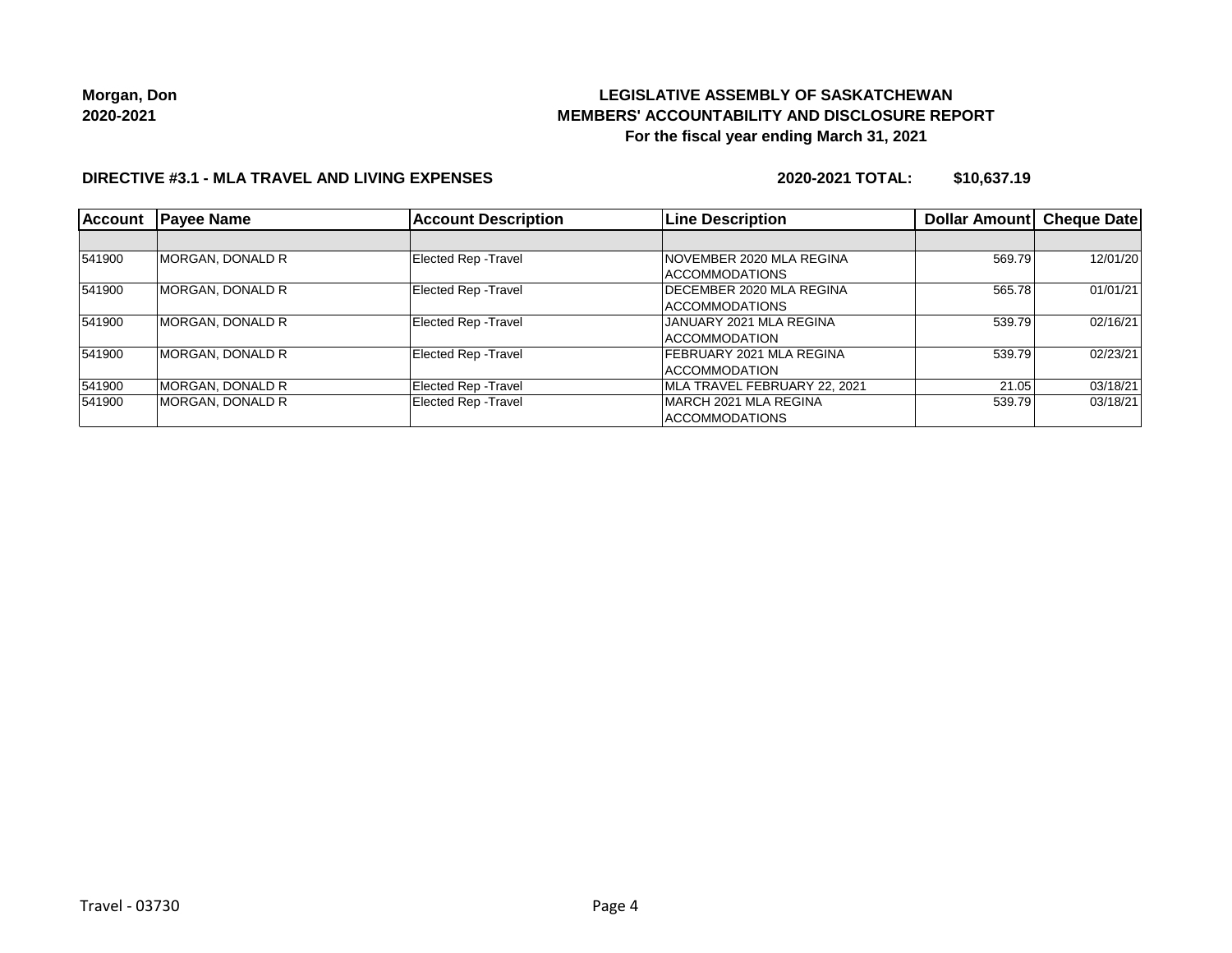**Morgan, Don**
**2020-2021**

**LEGISLATIVE ASSEMBLY OF SASKATCHEWAN**
**MEMBERS' ACCOUNTABILITY AND DISCLOSURE REPORT**
**For the fiscal year ending March 31, 2021**

**DIRECTIVE #3.1 - MLA TRAVEL AND LIVING EXPENSES** **2020-2021 TOTAL: $10,637.19**

| Account | Payee Name | Account Description | Line Description | Dollar Amount | Cheque Date |
|---|---|---|---|---|---|
| | | | | | |
| 541900 | MORGAN, DONALD R | Elected Rep -Travel | NOVEMBER 2020 MLA REGINA ACCOMMODATIONS | 569.79 | 12/01/20 |
| 541900 | MORGAN, DONALD R | Elected Rep -Travel | DECEMBER 2020 MLA REGINA ACCOMMODATIONS | 565.78 | 01/01/21 |
| 541900 | MORGAN, DONALD R | Elected Rep -Travel | JANUARY 2021 MLA REGINA ACCOMMODATION | 539.79 | 02/16/21 |
| 541900 | MORGAN, DONALD R | Elected Rep -Travel | FEBRUARY 2021 MLA REGINA ACCOMMODATION | 539.79 | 02/23/21 |
| 541900 | MORGAN, DONALD R | Elected Rep -Travel | MLA TRAVEL FEBRUARY 22, 2021 | 21.05 | 03/18/21 |
| 541900 | MORGAN, DONALD R | Elected Rep -Travel | MARCH 2021 MLA REGINA ACCOMMODATIONS | 539.79 | 03/18/21 |

Travel - 03730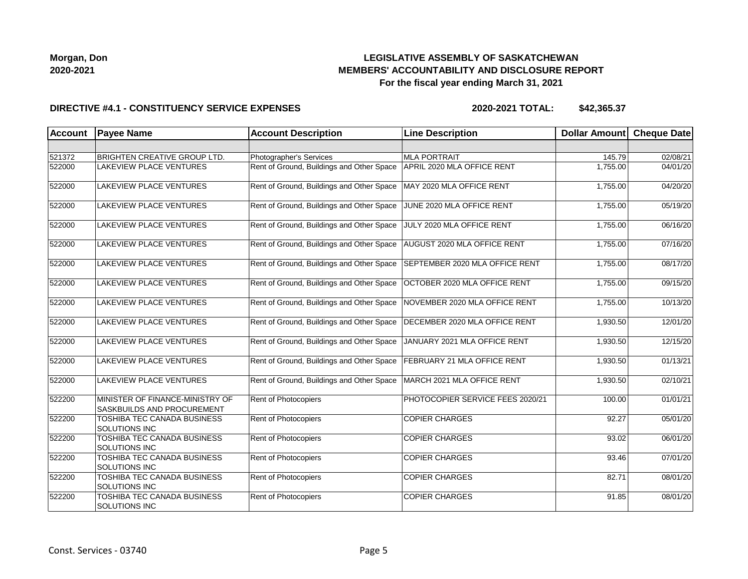Morgan, Don
2020-2021

# LEGISLATIVE ASSEMBLY OF SASKATCHEWAN
## MEMBERS' ACCOUNTABILITY AND DISCLOSURE REPORT
### For the fiscal year ending March 31, 2021

**DIRECTIVE #4.1 - CONSTITUENCY SERVICE EXPENSES** **2020-2021 TOTAL: $42,365.37**

| Account | Payee Name | Account Description | Line Description | Dollar Amount | Cheque Date |
|---|---|---|---|---|---|
| | | | | | |
| 521372 | BRIGHTEN CREATIVE GROUP LTD. | Photographer's Services | MLA PORTRAIT | 145.79 | 02/08/21 |
| 522000 | LAKEVIEW PLACE VENTURES | Rent of Ground, Buildings and Other Space | APRIL 2020 MLA OFFICE RENT | 1,755.00 | 04/01/20 |
| 522000 | LAKEVIEW PLACE VENTURES | Rent of Ground, Buildings and Other Space | MAY 2020 MLA OFFICE RENT | 1,755.00 | 04/20/20 |
| 522000 | LAKEVIEW PLACE VENTURES | Rent of Ground, Buildings and Other Space | JUNE 2020 MLA OFFICE RENT | 1,755.00 | 05/19/20 |
| 522000 | LAKEVIEW PLACE VENTURES | Rent of Ground, Buildings and Other Space | JULY 2020 MLA OFFICE RENT | 1,755.00 | 06/16/20 |
| 522000 | LAKEVIEW PLACE VENTURES | Rent of Ground, Buildings and Other Space | AUGUST 2020 MLA OFFICE RENT | 1,755.00 | 07/16/20 |
| 522000 | LAKEVIEW PLACE VENTURES | Rent of Ground, Buildings and Other Space | SEPTEMBER 2020 MLA OFFICE RENT | 1,755.00 | 08/17/20 |
| 522000 | LAKEVIEW PLACE VENTURES | Rent of Ground, Buildings and Other Space | OCTOBER 2020 MLA OFFICE RENT | 1,755.00 | 09/15/20 |
| 522000 | LAKEVIEW PLACE VENTURES | Rent of Ground, Buildings and Other Space | NOVEMBER 2020 MLA OFFICE RENT | 1,755.00 | 10/13/20 |
| 522000 | LAKEVIEW PLACE VENTURES | Rent of Ground, Buildings and Other Space | DECEMBER 2020 MLA OFFICE RENT | 1,930.50 | 12/01/20 |
| 522000 | LAKEVIEW PLACE VENTURES | Rent of Ground, Buildings and Other Space | JANUARY 2021 MLA OFFICE RENT | 1,930.50 | 12/15/20 |
| 522000 | LAKEVIEW PLACE VENTURES | Rent of Ground, Buildings and Other Space | FEBRUARY 21 MLA OFFICE RENT | 1,930.50 | 01/13/21 |
| 522000 | LAKEVIEW PLACE VENTURES | Rent of Ground, Buildings and Other Space | MARCH 2021 MLA OFFICE RENT | 1,930.50 | 02/10/21 |
| 522200 | MINISTER OF FINANCE-MINISTRY OF SASKBUILDS AND PROCUREMENT | Rent of Photocopiers | PHOTOCOPIER SERVICE FEES 2020/21 | 100.00 | 01/01/21 |
| 522200 | TOSHIBA TEC CANADA BUSINESS SOLUTIONS INC | Rent of Photocopiers | COPIER CHARGES | 92.27 | 05/01/20 |
| 522200 | TOSHIBA TEC CANADA BUSINESS SOLUTIONS INC | Rent of Photocopiers | COPIER CHARGES | 93.02 | 06/01/20 |
| 522200 | TOSHIBA TEC CANADA BUSINESS SOLUTIONS INC | Rent of Photocopiers | COPIER CHARGES | 93.46 | 07/01/20 |
| 522200 | TOSHIBA TEC CANADA BUSINESS SOLUTIONS INC | Rent of Photocopiers | COPIER CHARGES | 82.71 | 08/01/20 |
| 522200 | TOSHIBA TEC CANADA BUSINESS SOLUTIONS INC | Rent of Photocopiers | COPIER CHARGES | 91.85 | 08/01/20 |

Const. Services - 03740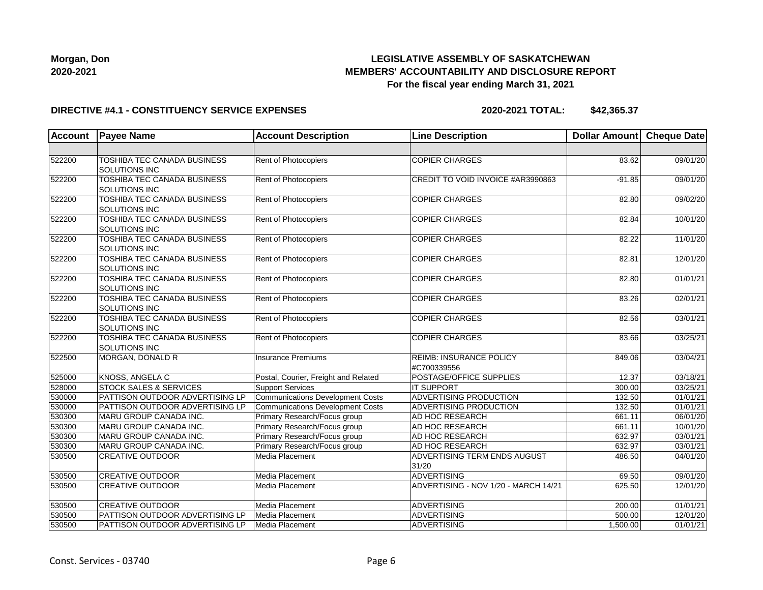**Morgan, Don**
**2020-2021**

**LEGISLATIVE ASSEMBLY OF SASKATCHEWAN**
**MEMBERS' ACCOUNTABILITY AND DISCLOSURE REPORT**
**For the fiscal year ending March 31, 2021**

**DIRECTIVE #4.1 - CONSTITUENCY SERVICE EXPENSES** **2020-2021 TOTAL: $42,365.37**

| Account | Payee Name | Account Description | Line Description | Dollar Amount | Cheque Date |
|---|---|---|---|---|---|
| | | | | | |
| 522200 | TOSHIBA TEC CANADA BUSINESS SOLUTIONS INC | Rent of Photocopiers | COPIER CHARGES | 83.62 | 09/01/20 |
| 522200 | TOSHIBA TEC CANADA BUSINESS SOLUTIONS INC | Rent of Photocopiers | CREDIT TO VOID INVOICE #AR3990863 | -91.85 | 09/01/20 |
| 522200 | TOSHIBA TEC CANADA BUSINESS SOLUTIONS INC | Rent of Photocopiers | COPIER CHARGES | 82.80 | 09/02/20 |
| 522200 | TOSHIBA TEC CANADA BUSINESS SOLUTIONS INC | Rent of Photocopiers | COPIER CHARGES | 82.84 | 10/01/20 |
| 522200 | TOSHIBA TEC CANADA BUSINESS SOLUTIONS INC | Rent of Photocopiers | COPIER CHARGES | 82.22 | 11/01/20 |
| 522200 | TOSHIBA TEC CANADA BUSINESS SOLUTIONS INC | Rent of Photocopiers | COPIER CHARGES | 82.81 | 12/01/20 |
| 522200 | TOSHIBA TEC CANADA BUSINESS SOLUTIONS INC | Rent of Photocopiers | COPIER CHARGES | 82.80 | 01/01/21 |
| 522200 | TOSHIBA TEC CANADA BUSINESS SOLUTIONS INC | Rent of Photocopiers | COPIER CHARGES | 83.26 | 02/01/21 |
| 522200 | TOSHIBA TEC CANADA BUSINESS SOLUTIONS INC | Rent of Photocopiers | COPIER CHARGES | 82.56 | 03/01/21 |
| 522200 | TOSHIBA TEC CANADA BUSINESS SOLUTIONS INC | Rent of Photocopiers | COPIER CHARGES | 83.66 | 03/25/21 |
| 522500 | MORGAN, DONALD R | Insurance Premiums | REIMB: INSURANCE POLICY #C700339556 | 849.06 | 03/04/21 |
| 525000 | KNOSS, ANGELA C | Postal, Courier, Freight and Related | POSTAGE/OFFICE SUPPLIES | 12.37 | 03/18/21 |
| 528000 | STOCK SALES & SERVICES | Support Services | IT SUPPORT | 300.00 | 03/25/21 |
| 530000 | PATTISON OUTDOOR ADVERTISING LP | Communications Development Costs | ADVERTISING PRODUCTION | 132.50 | 01/01/21 |
| 530000 | PATTISON OUTDOOR ADVERTISING LP | Communications Development Costs | ADVERTISING PRODUCTION | 132.50 | 01/01/21 |
| 530300 | MARU GROUP CANADA INC. | Primary Research/Focus group | AD HOC RESEARCH | 661.11 | 06/01/20 |
| 530300 | MARU GROUP CANADA INC. | Primary Research/Focus group | AD HOC RESEARCH | 661.11 | 10/01/20 |
| 530300 | MARU GROUP CANADA INC. | Primary Research/Focus group | AD HOC RESEARCH | 632.97 | 03/01/21 |
| 530300 | MARU GROUP CANADA INC. | Primary Research/Focus group | AD HOC RESEARCH | 632.97 | 03/01/21 |
| 530500 | CREATIVE OUTDOOR | Media Placement | ADVERTISING TERM ENDS AUGUST 31/20 | 486.50 | 04/01/20 |
| 530500 | CREATIVE OUTDOOR | Media Placement | ADVERTISING | 69.50 | 09/01/20 |
| 530500 | CREATIVE OUTDOOR | Media Placement | ADVERTISING - NOV 1/20 - MARCH 14/21 | 625.50 | 12/01/20 |
| 530500 | CREATIVE OUTDOOR | Media Placement | ADVERTISING | 200.00 | 01/01/21 |
| 530500 | PATTISON OUTDOOR ADVERTISING LP | Media Placement | ADVERTISING | 500.00 | 12/01/20 |
| 530500 | PATTISON OUTDOOR ADVERTISING LP | Media Placement | ADVERTISING | 1,500.00 | 01/01/21 |

Const. Services - 03740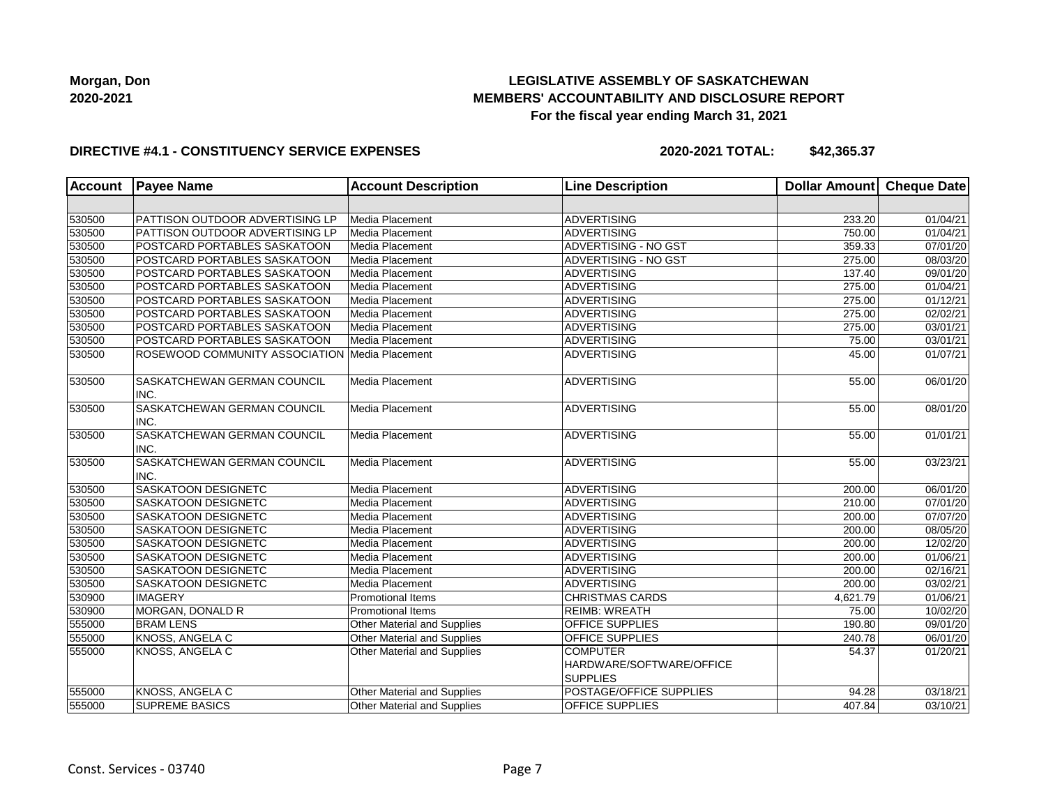**Morgan, Don**
**2020-2021**

**LEGISLATIVE ASSEMBLY OF SASKATCHEWAN**
**MEMBERS' ACCOUNTABILITY AND DISCLOSURE REPORT**
**For the fiscal year ending March 31, 2021**

**DIRECTIVE #4.1 - CONSTITUENCY SERVICE EXPENSES** **2020-2021 TOTAL: $42,365.37**

| Account | Payee Name | Account Description | Line Description | Dollar Amount | Cheque Date |
|---|---|---|---|---|---|
| | | | | | |
| 530500 | PATTISON OUTDOOR ADVERTISING LP | Media Placement | ADVERTISING | 233.20 | 01/04/21 |
| 530500 | PATTISON OUTDOOR ADVERTISING LP | Media Placement | ADVERTISING | 750.00 | 01/04/21 |
| 530500 | POSTCARD PORTABLES SASKATOON | Media Placement | ADVERTISING - NO GST | 359.33 | 07/01/20 |
| 530500 | POSTCARD PORTABLES SASKATOON | Media Placement | ADVERTISING - NO GST | 275.00 | 08/03/20 |
| 530500 | POSTCARD PORTABLES SASKATOON | Media Placement | ADVERTISING | 137.40 | 09/01/20 |
| 530500 | POSTCARD PORTABLES SASKATOON | Media Placement | ADVERTISING | 275.00 | 01/04/21 |
| 530500 | POSTCARD PORTABLES SASKATOON | Media Placement | ADVERTISING | 275.00 | 01/12/21 |
| 530500 | POSTCARD PORTABLES SASKATOON | Media Placement | ADVERTISING | 275.00 | 02/02/21 |
| 530500 | POSTCARD PORTABLES SASKATOON | Media Placement | ADVERTISING | 275.00 | 03/01/21 |
| 530500 | POSTCARD PORTABLES SASKATOON | Media Placement | ADVERTISING | 75.00 | 03/01/21 |
| 530500 | ROSEWOOD COMMUNITY ASSOCIATION | Media Placement | ADVERTISING | 45.00 | 01/07/21 |
| 530500 | SASKATCHEWAN GERMAN COUNCIL INC. | Media Placement | ADVERTISING | 55.00 | 06/01/20 |
| 530500 | SASKATCHEWAN GERMAN COUNCIL INC. | Media Placement | ADVERTISING | 55.00 | 08/01/20 |
| 530500 | SASKATCHEWAN GERMAN COUNCIL INC. | Media Placement | ADVERTISING | 55.00 | 01/01/21 |
| 530500 | SASKATCHEWAN GERMAN COUNCIL INC. | Media Placement | ADVERTISING | 55.00 | 03/23/21 |
| 530500 | SASKATOON DESIGNETC | Media Placement | ADVERTISING | 200.00 | 06/01/20 |
| 530500 | SASKATOON DESIGNETC | Media Placement | ADVERTISING | 210.00 | 07/01/20 |
| 530500 | SASKATOON DESIGNETC | Media Placement | ADVERTISING | 200.00 | 07/07/20 |
| 530500 | SASKATOON DESIGNETC | Media Placement | ADVERTISING | 200.00 | 08/05/20 |
| 530500 | SASKATOON DESIGNETC | Media Placement | ADVERTISING | 200.00 | 12/02/20 |
| 530500 | SASKATOON DESIGNETC | Media Placement | ADVERTISING | 200.00 | 01/06/21 |
| 530500 | SASKATOON DESIGNETC | Media Placement | ADVERTISING | 200.00 | 02/16/21 |
| 530500 | SASKATOON DESIGNETC | Media Placement | ADVERTISING | 200.00 | 03/02/21 |
| 530900 | IMAGERY | Promotional Items | CHRISTMAS CARDS | 4,621.79 | 01/06/21 |
| 530900 | MORGAN, DONALD R | Promotional Items | REIMB: WREATH | 75.00 | 10/02/20 |
| 555000 | BRAM LENS | Other Material and Supplies | OFFICE SUPPLIES | 190.80 | 09/01/20 |
| 555000 | KNOSS, ANGELA C | Other Material and Supplies | OFFICE SUPPLIES | 240.78 | 06/01/20 |
| 555000 | KNOSS, ANGELA C | Other Material and Supplies | COMPUTER HARDWARE/SOFTWARE/OFFICE SUPPLIES | 54.37 | 01/20/21 |
| 555000 | KNOSS, ANGELA C | Other Material and Supplies | POSTAGE/OFFICE SUPPLIES | 94.28 | 03/18/21 |
| 555000 | SUPREME BASICS | Other Material and Supplies | OFFICE SUPPLIES | 407.84 | 03/10/21 |

Const. Services - 03740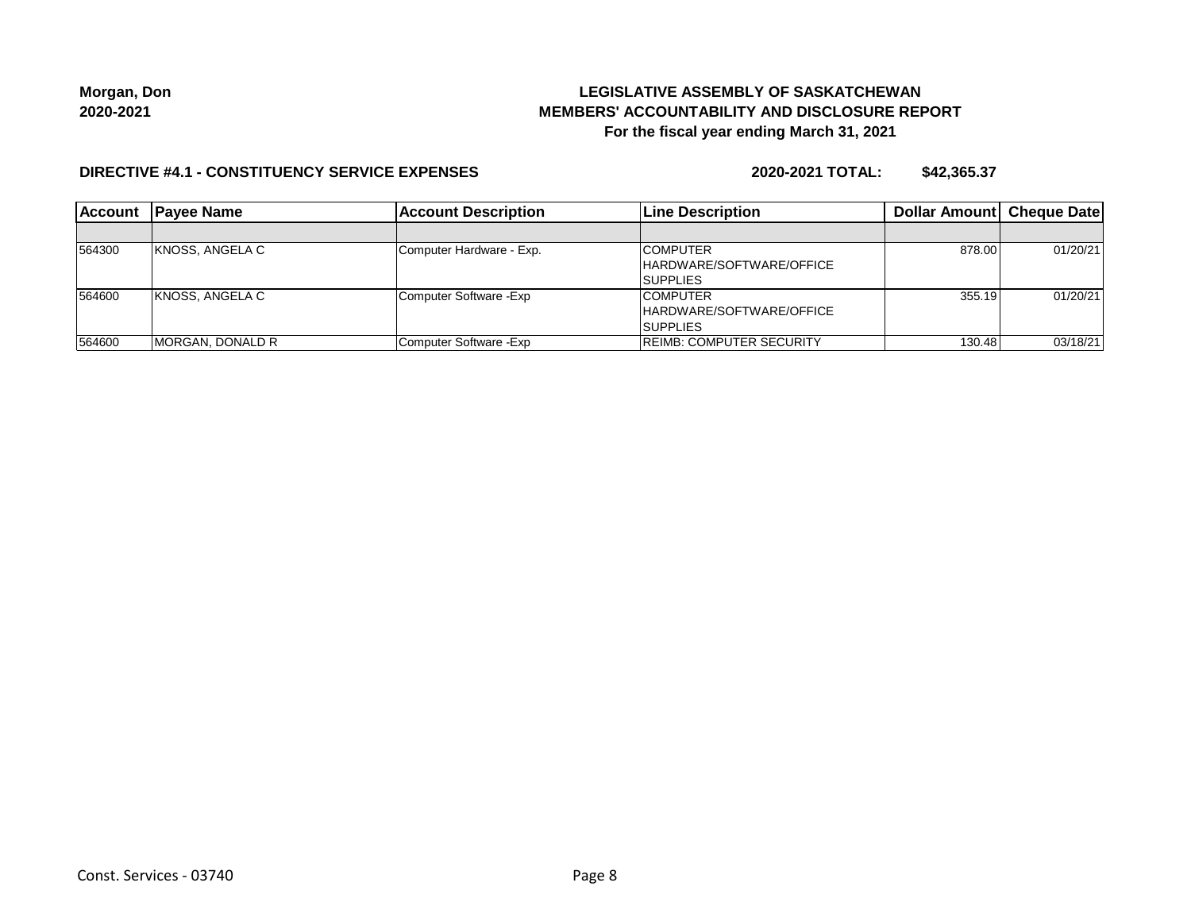**Morgan, Don**
**2020-2021**

# LEGISLATIVE ASSEMBLY OF SASKATCHEWAN
## MEMBERS' ACCOUNTABILITY AND DISCLOSURE REPORT
### For the fiscal year ending March 31, 2021

**DIRECTIVE #4.1 - CONSTITUENCY SERVICE EXPENSES** **2020-2021 TOTAL: $42,365.37**

| Account | Payee Name | Account Description | Line Description | Dollar Amount | Cheque Date |
|---|---|---|---|---|---|
| | | | | | |
| 564300 | KNOSS, ANGELA C | Computer Hardware - Exp. | COMPUTER HARDWARE/SOFTWARE/OFFICE SUPPLIES | 878.00 | 01/20/21 |
| 564600 | KNOSS, ANGELA C | Computer Software -Exp | COMPUTER HARDWARE/SOFTWARE/OFFICE SUPPLIES | 355.19 | 01/20/21 |
| 564600 | MORGAN, DONALD R | Computer Software -Exp | REIMB: COMPUTER SECURITY | 130.48 | 03/18/21 |

Const. Services - 03740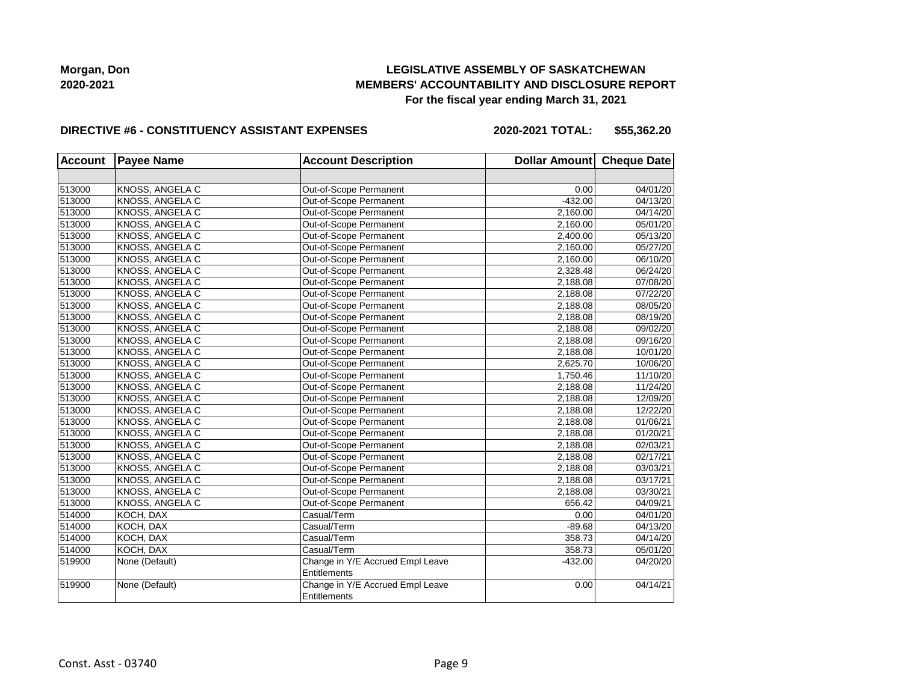**Morgan, Don**
**2020-2021**

**LEGISLATIVE ASSEMBLY OF SASKATCHEWAN**
**MEMBERS' ACCOUNTABILITY AND DISCLOSURE REPORT**
**For the fiscal year ending March 31, 2021**

**DIRECTIVE #6 - CONSTITUENCY ASSISTANT EXPENSES** **2020-2021 TOTAL: $55,362.20**

| Account | Payee Name | Account Description | Dollar Amount | Cheque Date |
|---|---|---|---|---|
| | | | | |
| 513000 | KNOSS, ANGELA C | Out-of-Scope Permanent | 0.00 | 04/01/20 |
| 513000 | KNOSS, ANGELA C | Out-of-Scope Permanent | -432.00 | 04/13/20 |
| 513000 | KNOSS, ANGELA C | Out-of-Scope Permanent | 2,160.00 | 04/14/20 |
| 513000 | KNOSS, ANGELA C | Out-of-Scope Permanent | 2,160.00 | 05/01/20 |
| 513000 | KNOSS, ANGELA C | Out-of-Scope Permanent | 2,400.00 | 05/13/20 |
| 513000 | KNOSS, ANGELA C | Out-of-Scope Permanent | 2,160.00 | 05/27/20 |
| 513000 | KNOSS, ANGELA C | Out-of-Scope Permanent | 2,160.00 | 06/10/20 |
| 513000 | KNOSS, ANGELA C | Out-of-Scope Permanent | 2,328.48 | 06/24/20 |
| 513000 | KNOSS, ANGELA C | Out-of-Scope Permanent | 2,188.08 | 07/08/20 |
| 513000 | KNOSS, ANGELA C | Out-of-Scope Permanent | 2,188.08 | 07/22/20 |
| 513000 | KNOSS, ANGELA C | Out-of-Scope Permanent | 2,188.08 | 08/05/20 |
| 513000 | KNOSS, ANGELA C | Out-of-Scope Permanent | 2,188.08 | 08/19/20 |
| 513000 | KNOSS, ANGELA C | Out-of-Scope Permanent | 2,188.08 | 09/02/20 |
| 513000 | KNOSS, ANGELA C | Out-of-Scope Permanent | 2,188.08 | 09/16/20 |
| 513000 | KNOSS, ANGELA C | Out-of-Scope Permanent | 2,188.08 | 10/01/20 |
| 513000 | KNOSS, ANGELA C | Out-of-Scope Permanent | 2,625.70 | 10/06/20 |
| 513000 | KNOSS, ANGELA C | Out-of-Scope Permanent | 1,750.46 | 11/10/20 |
| 513000 | KNOSS, ANGELA C | Out-of-Scope Permanent | 2,188.08 | 11/24/20 |
| 513000 | KNOSS, ANGELA C | Out-of-Scope Permanent | 2,188.08 | 12/09/20 |
| 513000 | KNOSS, ANGELA C | Out-of-Scope Permanent | 2,188.08 | 12/22/20 |
| 513000 | KNOSS, ANGELA C | Out-of-Scope Permanent | 2,188.08 | 01/06/21 |
| 513000 | KNOSS, ANGELA C | Out-of-Scope Permanent | 2,188.08 | 01/20/21 |
| 513000 | KNOSS, ANGELA C | Out-of-Scope Permanent | 2,188.08 | 02/03/21 |
| 513000 | KNOSS, ANGELA C | Out-of-Scope Permanent | 2,188.08 | 02/17/21 |
| 513000 | KNOSS, ANGELA C | Out-of-Scope Permanent | 2,188.08 | 03/03/21 |
| 513000 | KNOSS, ANGELA C | Out-of-Scope Permanent | 2,188.08 | 03/17/21 |
| 513000 | KNOSS, ANGELA C | Out-of-Scope Permanent | 2,188.08 | 03/30/21 |
| 513000 | KNOSS, ANGELA C | Out-of-Scope Permanent | 656.42 | 04/09/21 |
| 514000 | KOCH, DAX | Casual/Term | 0.00 | 04/01/20 |
| 514000 | KOCH, DAX | Casual/Term | -89.68 | 04/13/20 |
| 514000 | KOCH, DAX | Casual/Term | 358.73 | 04/14/20 |
| 514000 | KOCH, DAX | Casual/Term | 358.73 | 05/01/20 |
| 519900 | None (Default) | Change in Y/E Accrued Empl Leave Entitlements | -432.00 | 04/20/20 |
| 519900 | None (Default) | Change in Y/E Accrued Empl Leave Entitlements | 0.00 | 04/14/21 |

Const. Asst - 03740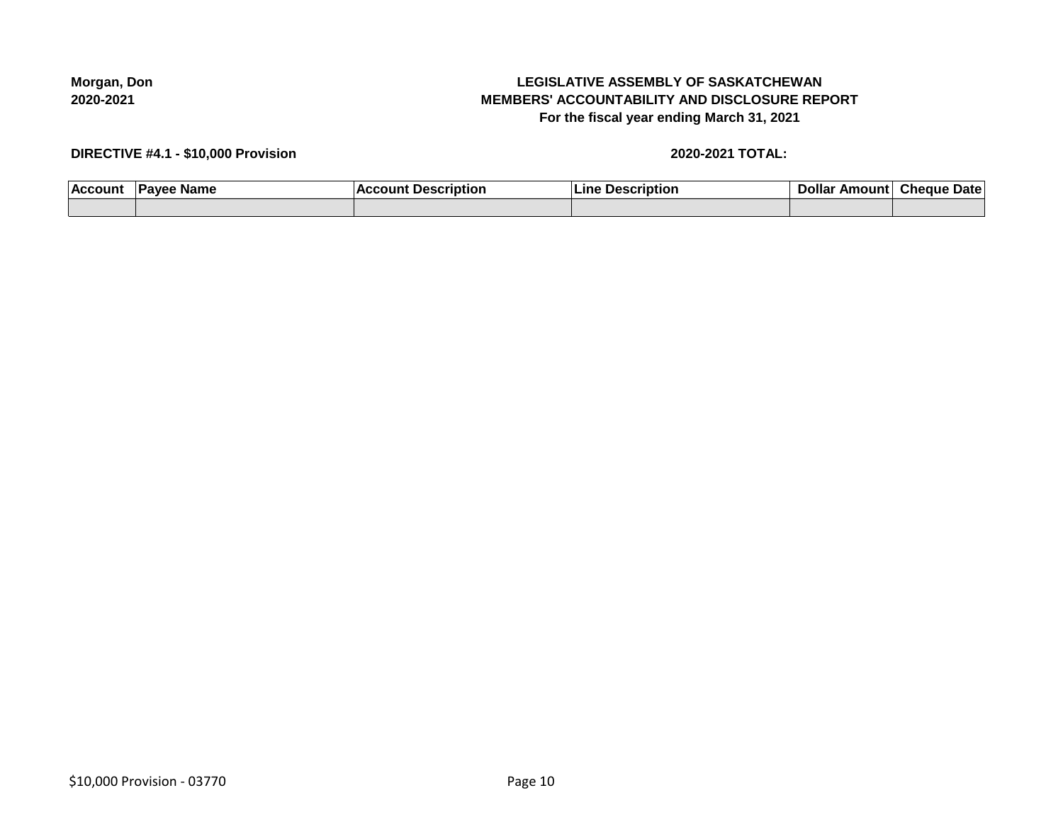**Morgan, Don**
**2020-2021**

**LEGISLATIVE ASSEMBLY OF SASKATCHEWAN**
**MEMBERS' ACCOUNTABILITY AND DISCLOSURE REPORT**
**For the fiscal year ending March 31, 2021**

**DIRECTIVE #4.1 - $10,000 Provision**

**2020-2021 TOTAL:**

| Account | Payee Name | Account Description | Line Description | Dollar Amount | Cheque Date |
|---|---|---|---|---|---|
| | | | | | |

$10,000 Provision - 03770